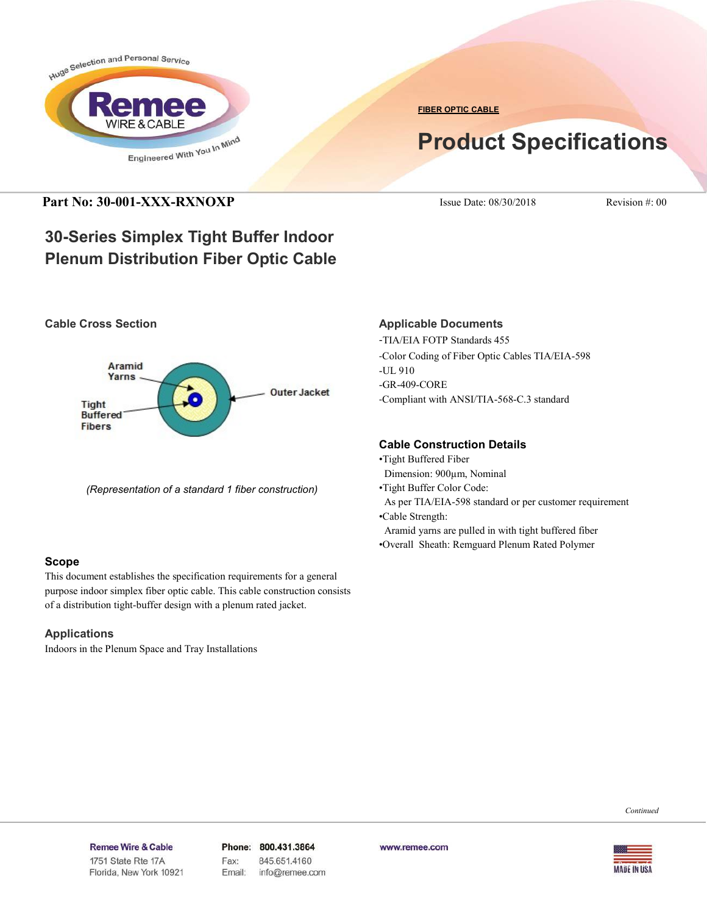FIBER OPTIC CABLE

# Product Specifications

**Part No: 30-001-XXX-RXNOXP** Issue Date: 08/30/2018 Revision #: 00

## 30-Series Simplex Tight Buffer Indoor Plenum Distribution Fiber Optic Cable

### Cable Cross Section

Aramid Yarns

Tight Buffered Fibers

Outer Jacket

*(Representation of a standard 1 fiber construction)*

### Scope

This document establishes the specification requirements for a general purpose indoor simplex fiber optic cable. This cable construction consists of a distribution tight-buffer design with a plenum rated jacket.

### Applications

Indoors in the Plenum Space and Tray Installations

### Applicable Documents

-TIA/EIA FOTP Standards 455
-Color Coding of Fiber Optic Cables TIA/EIA-598
-UL 910
-GR-409-CORE
-Compliant with ANSI/TIA-568-C.3 standard

### Cable Construction Details

•Tight Buffered Fiber
  Dimension: 900µm, Nominal
•Tight Buffer Color Code:
  As per TIA/EIA-598 standard or per customer requirement
•Cable Strength:
  Aramid yarns are pulled in with tight buffered fiber
•Overall Sheath: Remguard Plenum Rated Polymer

*Continued*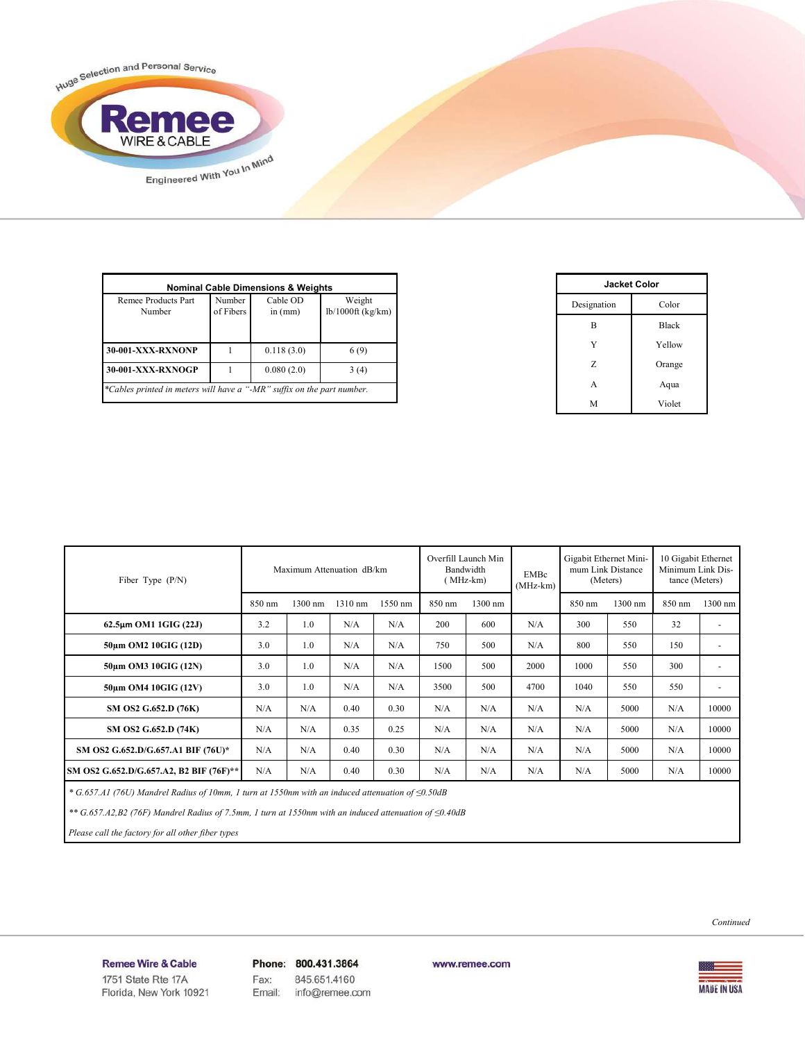| Nominal Cable Dimensions & Weights | | | |
|---|---|---|---|
| Remee Products Part Number | Number of Fibers | Cable OD in (mm) | Weight lb/1000ft (kg/km) |
| **30-001-XXX-RXNONP** | 1 | 0.118 (3.0) | 6 (9) |
| **30-001-XXX-RXNOGP** | 1 | 0.080 (2.0) | 3 (4) |

*\*Cables printed in meters will have a "-MR" suffix on the part number.*

| Jacket Color | |
|---|---|
| Designation | Color |
| B | Black |
| Y | Yellow |
| Z | Orange |
| A | Aqua |
| M | Violet |

| Fiber Type (P/N) | Maximum Attenuation dB/km | | | | Overfill Launch Min Bandwidth ( MHz-km) | | EMBc (MHz-km) | Gigabit Ethernet Minimum Link Distance (Meters) | | 10 Gigabit Ethernet Minimum Link Distance (Meters) | |
|---|---|---|---|---|---|---|---|---|---|---|---|
| | 850 nm | 1300 nm | 1310 nm | 1550 nm | 850 nm | 1300 nm | | 850 nm | 1300 nm | 850 nm | 1300 nm |
| **62.5µm OM1 1GIG (22J)** | 3.2 | 1.0 | N/A | N/A | 200 | 600 | N/A | 300 | 550 | 32 | - |
| **50µm OM2 10GIG (12D)** | 3.0 | 1.0 | N/A | N/A | 750 | 500 | N/A | 800 | 550 | 150 | - |
| **50µm OM3 10GIG (12N)** | 3.0 | 1.0 | N/A | N/A | 1500 | 500 | 2000 | 1000 | 550 | 300 | - |
| **50µm OM4 10GIG (12V)** | 3.0 | 1.0 | N/A | N/A | 3500 | 500 | 4700 | 1040 | 550 | 550 | - |
| **SM OS2 G.652.D (76K)** | N/A | N/A | 0.40 | 0.30 | N/A | N/A | N/A | N/A | 5000 | N/A | 10000 |
| **SM OS2 G.652.D (74K)** | N/A | N/A | 0.35 | 0.25 | N/A | N/A | N/A | N/A | 5000 | N/A | 10000 |
| **SM OS2 G.652.D/G.657.A1 BIF (76U)\*** | N/A | N/A | 0.40 | 0.30 | N/A | N/A | N/A | N/A | 5000 | N/A | 10000 |
| **SM OS2 G.652.D/G.657.A2, B2 BIF (76F)\*\*** | N/A | N/A | 0.40 | 0.30 | N/A | N/A | N/A | N/A | 5000 | N/A | 10000 |

*\* G.657.A1 (76U) Mandrel Radius of 10mm, 1 turn at 1550nm with an induced attenuation of ≤0.50dB*

*\*\* G.657.A2,B2 (76F) Mandrel Radius of 7.5mm, 1 turn at 1550nm with an induced attenuation of ≤0.40dB*

*Please call the factory for all other fiber types*

*Continued*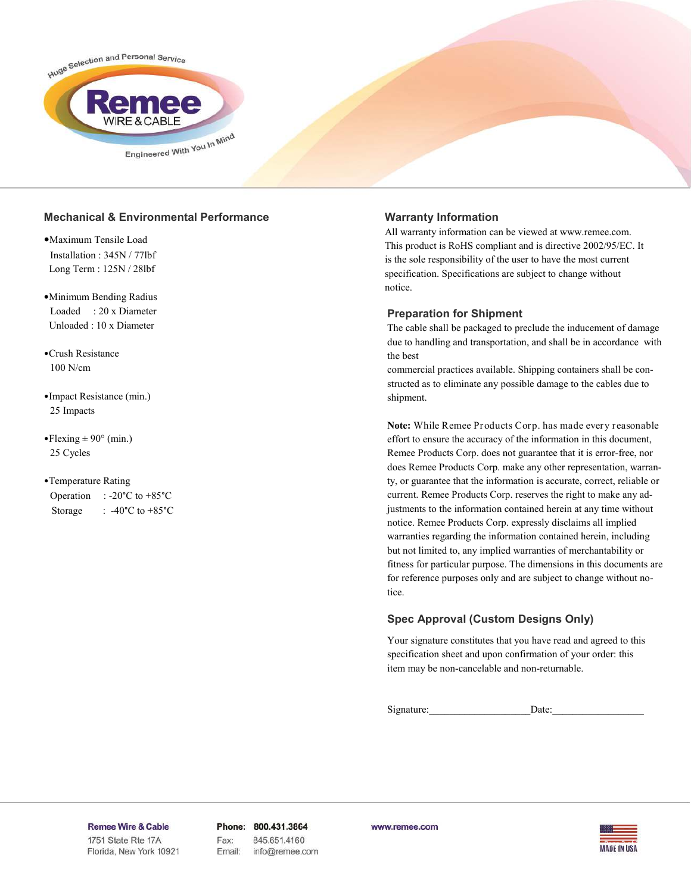## Mechanical & Environmental Performance

- Maximum Tensile Load
  Installation : 345N / 77lbf
  Long Term : 125N / 28lbf

- Minimum Bending Radius
  Loaded : 20 x Diameter
  Unloaded : 10 x Diameter

- Crush Resistance
  100 N/cm

- Impact Resistance (min.)
  25 Impacts

- Flexing ± 90° (min.)
  25 Cycles

- Temperature Rating
  Operation : -20°C to +85°C
  Storage : -40°C to +85°C

## Warranty Information

All warranty information can be viewed at www.remee.com. This product is RoHS compliant and is directive 2002/95/EC. It is the sole responsibility of the user to have the most current specification. Specifications are subject to change without notice.

## Preparation for Shipment

The cable shall be packaged to preclude the inducement of damage due to handling and transportation, and shall be in accordance with the best commercial practices available. Shipping containers shall be constructed as to eliminate any possible damage to the cables due to shipment.

**Note:** While Remee Products Corp. has made every reasonable effort to ensure the accuracy of the information in this document, Remee Products Corp. does not guarantee that it is error-free, nor does Remee Products Corp. make any other representation, warranty, or guarantee that the information is accurate, correct, reliable or current. Remee Products Corp. reserves the right to make any adjustments to the information contained herein at any time without notice. Remee Products Corp. expressly disclaims all implied warranties regarding the information contained herein, including but not limited to, any implied warranties of merchantability or fitness for particular purpose. The dimensions in this documents are for reference purposes only and are subject to change without notice.

## Spec Approval (Custom Designs Only)

Your signature constitutes that you have read and agreed to this specification sheet and upon confirmation of your order: this item may be non-cancelable and non-returnable.

Signature:____________________Date:__________________